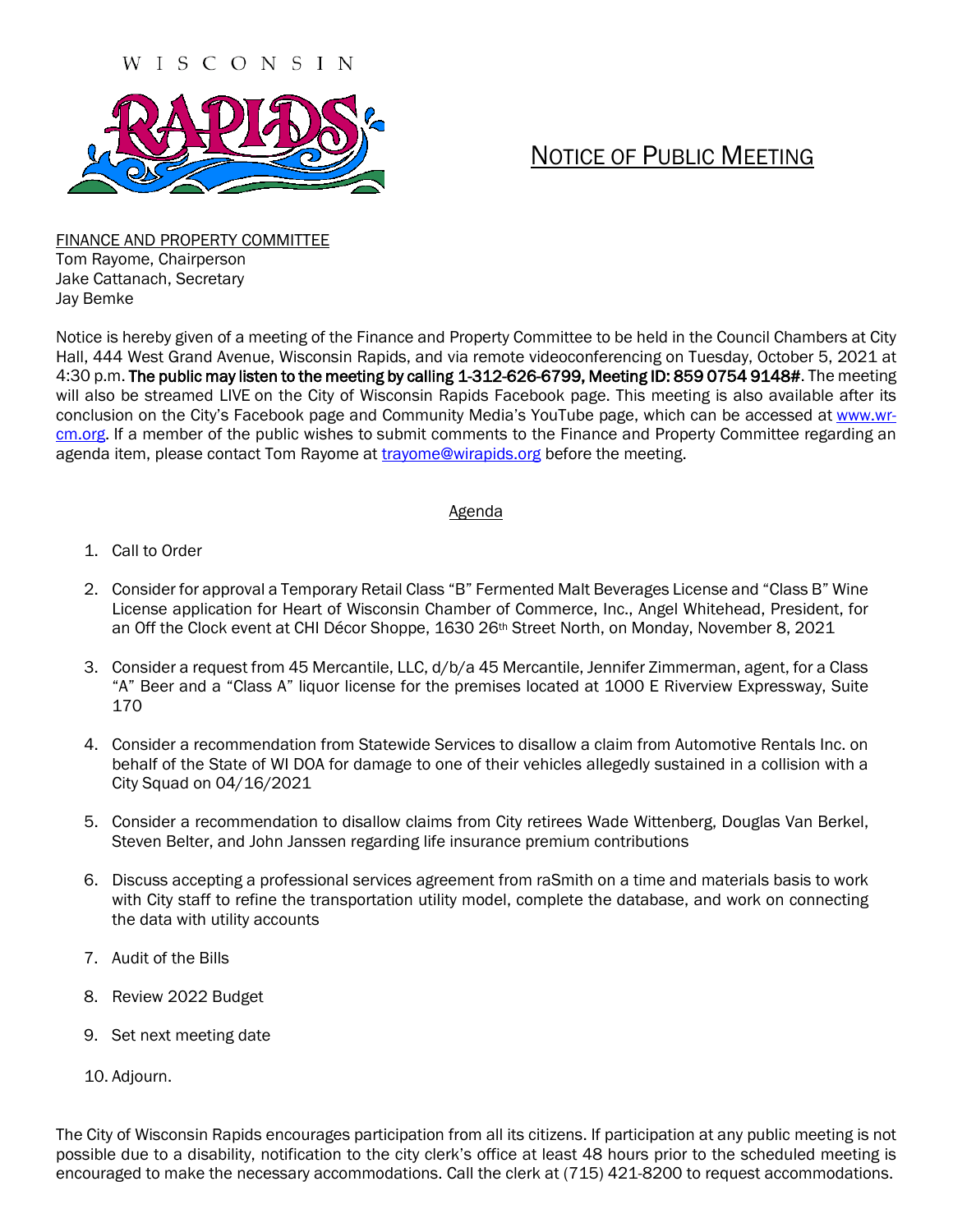WISCONSIN RAPIDS

# NOTICE OF PUBLIC MEETING

FINANCE AND PROPERTY COMMITTEE
Tom Rayome, Chairperson
Jake Cattanach, Secretary
Jay Bemke

Notice is hereby given of a meeting of the Finance and Property Committee to be held in the Council Chambers at City Hall, 444 West Grand Avenue, Wisconsin Rapids, and via remote videoconferencing on Tuesday, October 5, 2021 at 4:30 p.m. **The public may listen to the meeting by calling 1-312-626-6799, Meeting ID: 859 0754 9148#**. The meeting will also be streamed LIVE on the City of Wisconsin Rapids Facebook page. This meeting is also available after its conclusion on the City's Facebook page and Community Media's YouTube page, which can be accessed at www.wr-cm.org. If a member of the public wishes to submit comments to the Finance and Property Committee regarding an agenda item, please contact Tom Rayome at trayome@wirapids.org before the meeting.

## Agenda

1. Call to Order
2. Consider for approval a Temporary Retail Class "B" Fermented Malt Beverages License and "Class B" Wine License application for Heart of Wisconsin Chamber of Commerce, Inc., Angel Whitehead, President, for an Off the Clock event at CHI Décor Shoppe, 1630 26th Street North, on Monday, November 8, 2021
3. Consider a request from 45 Mercantile, LLC, d/b/a 45 Mercantile, Jennifer Zimmerman, agent, for a Class "A" Beer and a "Class A" liquor license for the premises located at 1000 E Riverview Expressway, Suite 170
4. Consider a recommendation from Statewide Services to disallow a claim from Automotive Rentals Inc. on behalf of the State of WI DOA for damage to one of their vehicles allegedly sustained in a collision with a City Squad on 04/16/2021
5. Consider a recommendation to disallow claims from City retirees Wade Wittenberg, Douglas Van Berkel, Steven Belter, and John Janssen regarding life insurance premium contributions
6. Discuss accepting a professional services agreement from raSmith on a time and materials basis to work with City staff to refine the transportation utility model, complete the database, and work on connecting the data with utility accounts
7. Audit of the Bills
8. Review 2022 Budget
9. Set next meeting date
10. Adjourn.

The City of Wisconsin Rapids encourages participation from all its citizens. If participation at any public meeting is not possible due to a disability, notification to the city clerk's office at least 48 hours prior to the scheduled meeting is encouraged to make the necessary accommodations. Call the clerk at (715) 421-8200 to request accommodations.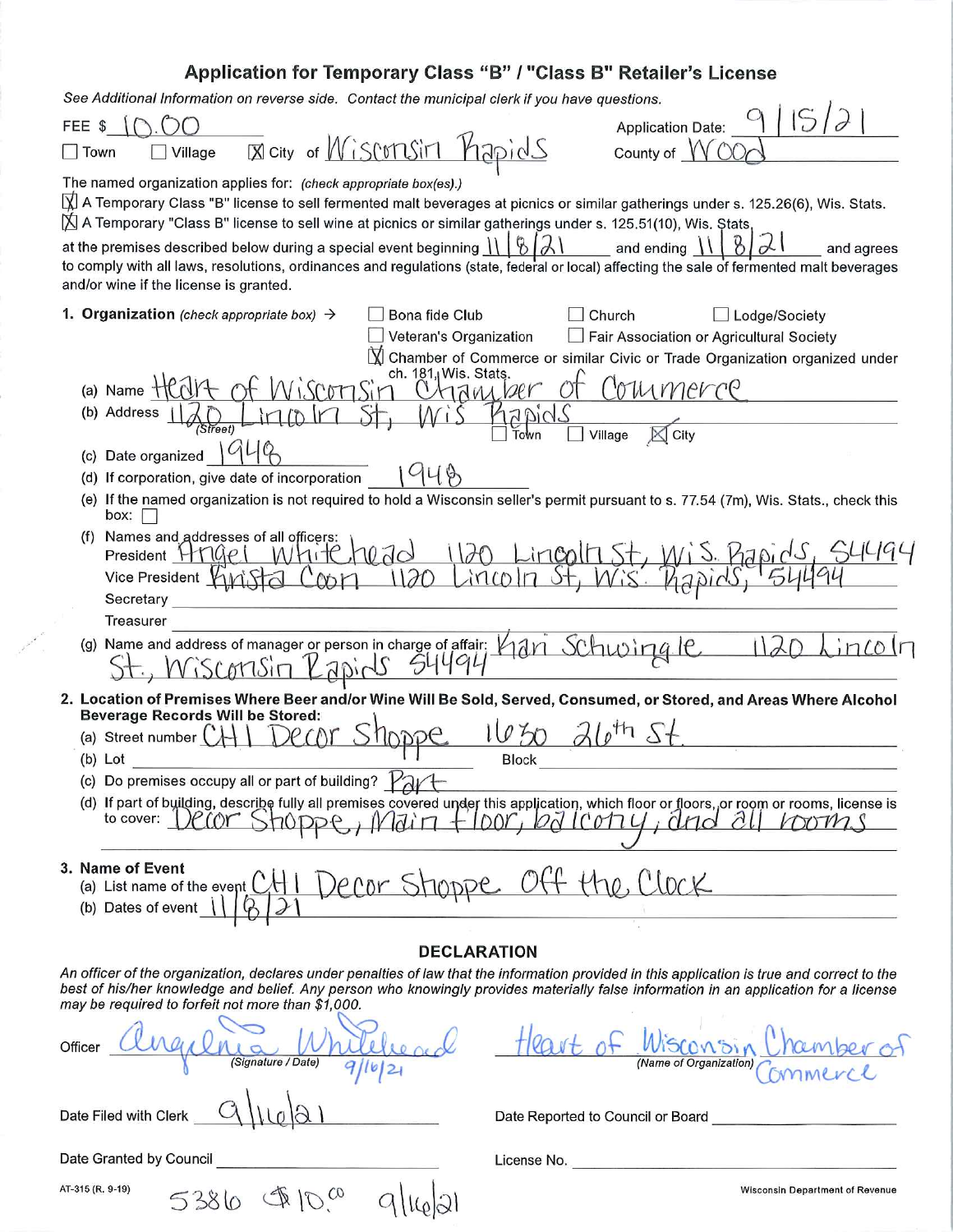# Application for Temporary Class "B" / "Class B" Retailer's License

*See Additional Information on reverse side. Contact the municipal clerk if you have questions.*

FEE $ 10.00 Application Date: 9/15/21

☐ Town ☐ Village ☒ City of Wisconsin Rapids County of Wood

The named organization applies for: *(check appropriate box(es).)*

☒ A Temporary Class "B" license to sell fermented malt beverages at picnics or similar gatherings under s. 125.26(6), Wis. Stats.

☒ A Temporary "Class B" license to sell wine at picnics or similar gatherings under s. 125.51(10), Wis. Stats.

at the premises described below during a special event beginning 11/8/21 and ending 11/8/21 and agrees to comply with all laws, resolutions, ordinances and regulations (state, federal or local) affecting the sale of fermented malt beverages and/or wine if the license is granted.

**1. Organization** *(check appropriate box)* →

☐ Bona fide Club ☐ Church ☐ Lodge/Society

☐ Veteran's Organization ☐ Fair Association or Agricultural Society

☒ Chamber of Commerce or similar Civic or Trade Organization organized under ch. 181, Wis. Stats.

(a) Name Heart of Wisconsin Chamber of Commerce

(b) Address 1120 Lincoln St, Wis Rapids *(Street)* ☐ Town ☐ Village ☒ City

(c) Date organized 1948

(d) If corporation, give date of incorporation 1948

(e) If the named organization is not required to hold a Wisconsin seller's permit pursuant to s. 77.54 (7m), Wis. Stats., check this box: ☐

(f) Names and addresses of all officers:

President Angel Whitehead 1120 Lincoln St, Wis. Rapids, 54494

Vice President Krista Coon 1120 Lincoln St, Wis. Rapids, 54494

Secretary

Treasurer

(g) Name and address of manager or person in charge of affair: Kari Schwingle 1120 Lincoln St., Wisconsin Rapids 54494

**2. Location of Premises Where Beer and/or Wine Will Be Sold, Served, Consumed, or Stored, and Areas Where Alcohol Beverage Records Will be Stored:**

(a) Street number CHI Decor Shoppe 1650 26th St.

(b) Lot Block

(c) Do premises occupy all or part of building? Part

(d) If part of building, describe fully all premises covered under this application, which floor or floors, or room or rooms, license is to cover: Decor Shoppe, Main Floor, balcony, and all rooms

**3. Name of Event**

(a) List name of the event CHI Decor Shoppe Off the Clock

(b) Dates of event 11/8/21

## DECLARATION

*An officer of the organization, declares under penalties of law that the information provided in this application is true and correct to the best of his/her knowledge and belief. Any person who knowingly provides materially false information in an application for a license may be required to forfeit not more than $1,000.*

Officer Angelina Whitehead 9/16/21 *(Signature / Date)* Heart of Wisconsin Chamber of Commerce *(Name of Organization)*

Date Filed with Clerk 9/16/21 Date Reported to Council or Board

Date Granted by Council License No.

AT-315 (R. 9-19) 5386 $10.00 9/16/21 Wisconsin Department of Revenue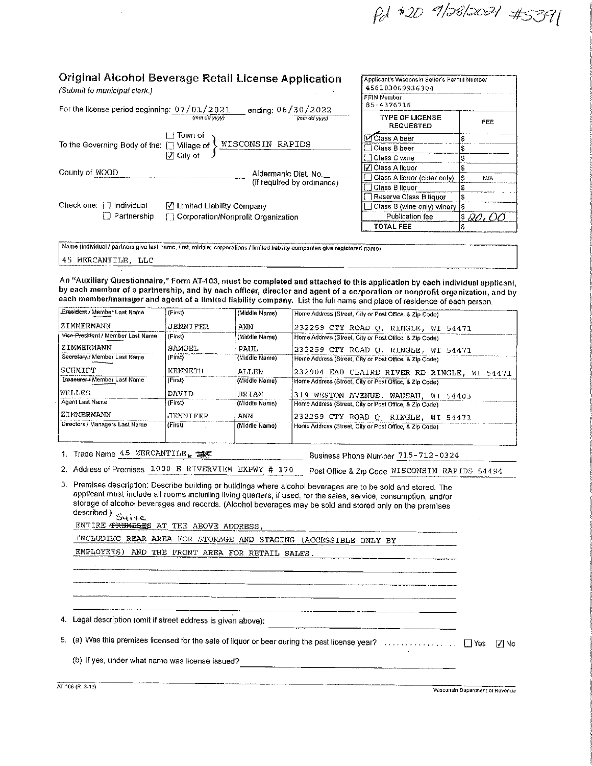Pd #20 9/28/2021 #5391

# Original Alcohol Beverage Retail License Application

*(Submit to municipal clerk.)*

For the license period beginning: 07/01/2021 (mm dd yyyy) ending: 06/30/2022 (mm dd yyyy)

To the Governing Body of the: ☐ Town of ☐ Village of ☑ City of } WISCONSIN RAPIDS

County of WOOD

Aldermanic Dist. No.\_\_ (if required by ordinance)

Check one: ☐ Individual ☑ Limited Liability Company ☐ Partnership ☐ Corporation/Nonprofit Organization

Applicant's Wisconsin Seller's Permit Number: 456103069936304

FEIN Number: 85-4376716

| TYPE OF LICENSE REQUESTED | FEE |
|---|---|
| ☑ Class A beer | $ |
| ☐ Class B beer | $ |
| ☐ Class C wine | $ |
| ☑ Class A liquor | $ |
| ☐ Class A liquor (cider only) | $ N/A |
| ☐ Class B liquor | $ |
| ☐ Reserve Class B liquor | $ |
| ☐ Class B (wine only) winery | $ |
| Publication fee | $ 20.00 |
| **TOTAL FEE** | $ |

Name (individual / partners give last name, first, middle; corporations / limited liability companies give registered name)

45 MERCANTILE, LLC

**An "Auxiliary Questionnaire," Form AT-103, must be completed and attached to this application by each individual applicant, by each member of a partnership, and by each officer, director and agent of a corporation or nonprofit organization, and by each member/manager and agent of a limited liability company. List the full name and place of residence of each person.**

| ~~President~~ / Member Last Name | (First) | (Middle Name) | Home Address (Street, City or Post Office, & Zip Code) |
|---|---|---|---|
| ZIMMERMANN | JENNIFER | ANN | 232259 CTY ROAD Q, RINGLE, WI 54471 |
| **~~Vice President~~ / Member Last Name** | **(First)** | **(Middle Name)** | **Home Address (Street, City or Post Office, & Zip Code)** |
| ZIMMERMANN | SAMUEL | PAUL | 232259 CTY ROAD Q, RINGLE, WI 54471 |
| **~~Secretary~~ / Member Last Name** | **(First)** | **(Middle Name)** | **Home Address (Street, City or Post Office, & Zip Code)** |
| SCHMIDT | KENNETH | ALLEN | 232904 EAU CLAIRE RIVER RD RINGLE, WI 54471 |
| **~~Treasurer~~ / Member Last Name** | **(First)** | **(Middle Name)** | **Home Address (Street, City or Post Office, & Zip Code)** |
| WELLES | DAVID | BRIAN | 319 WESTON AVENUE, WAUSAU, WI 54403 |
| **Agent Last Name** | **(First)** | **(Middle Name)** | **Home Address (Street, City or Post Office, & Zip Code)** |
| ZIMMERMANN | JENNIFER | ANN | 232259 CTY ROAD Q, RINGLE, WI 54471 |
| **Directors / Managers Last Name** | **(First)** | **(Middle Name)** | **Home Address (Street, City or Post Office, & Zip Code)** |
| | | | |

1. Trade Name 45 MERCANTILE, ~~LLC~~ Business Phone Number 715-712-0324
2. Address of Premises 1000 E RIVERVIEW EXPWY # 170 Post Office & Zip Code WISCONSIN RAPIDS 54494
3. Premises description: Describe building or buildings where alcohol beverages are to be sold and stored. The applicant must include all rooms including living quarters, if used, for the sales, service, consumption, and/or storage of alcohol beverages and records. (Alcohol beverages may be sold and stored only on the premises described.)

   ENTIRE ~~PREMISES~~ Suite AT THE ABOVE ADDRESS, INCLUDING REAR AREA FOR STORAGE AND STAGING (ACCESSIBLE ONLY BY EMPLOYEES) AND THE FRONT AREA FOR RETAIL SALES.

4. Legal description (omit if street address is given above): \_\_\_\_\_\_\_\_\_\_
5. (a) Was this premises licensed for the sale of liquor or beer during the past license year? ☐ Yes ☑ No

   (b) If yes, under what name was license issued? \_\_\_\_\_\_\_\_\_\_

AT-106 (R. 3-19) Wisconsin Department of Revenue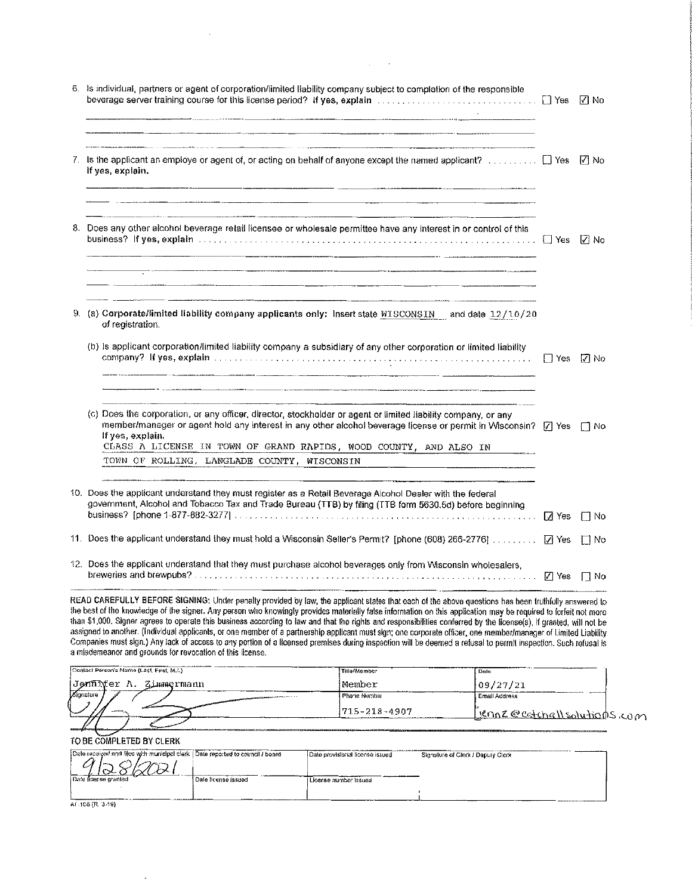6. Is individual, partners or agent of corporation/limited liability company subject to completion of the responsible beverage server training course for this license period? **If yes, explain** ☐ Yes ☑ No

7. Is the applicant an employe or agent of, or acting on behalf of anyone except the named applicant? ☐ Yes ☑ No
**If yes, explain.**

8. Does any other alcohol beverage retail licensee or wholesale permittee have any interest in or control of this business? **If yes, explain** ☐ Yes ☑ No

9. (a) **Corporate/limited liability company applicants only:** Insert state WISCONSIN and date 12/10/20 of registration.

   (b) Is applicant corporation/limited liability company a subsidiary of any other corporation or limited liability company? **If yes, explain** ☐ Yes ☑ No

   (c) Does the corporation, or any officer, director, stockholder or agent or limited liability company, or any member/manager or agent hold any interest in any other alcohol beverage license or permit in Wisconsin? ☑ Yes ☐ No
   **If yes, explain.**
   CLASS A LICENSE IN TOWN OF GRAND RAPIDS, WOOD COUNTY, AND ALSO IN TOWN OF ROLLING, LANGLADE COUNTY, WISCONSIN

10. Does the applicant understand they must register as a Retail Beverage Alcohol Dealer with the federal government, Alcohol and Tobacco Tax and Trade Bureau (TTB) by filing (TTB form 5630.5d) before beginning business? [phone 1-877-882-3277] ☑ Yes ☐ No

11. Does the applicant understand they must hold a Wisconsin Seller's Permit? [phone (608) 266-2776] ☑ Yes ☐ No

12. Does the applicant understand that they must purchase alcohol beverages only from Wisconsin wholesalers, breweries and brewpubs? ☑ Yes ☐ No

**READ CAREFULLY BEFORE SIGNING:** Under penalty provided by law, the applicant states that each of the above questions has been truthfully answered to the best of the knowledge of the signer. Any person who knowingly provides materially false information on this application may be required to forfeit not more than $1,000. Signer agrees to operate this business according to law and that the rights and responsibilities conferred by the license(s), if granted, will not be assigned to another. (Individual applicants, or one member of a partnership applicant must sign; one corporate officer, one member/manager of Limited Liability Companies must sign.) Any lack of access to any portion of a licensed premises during inspection will be deemed a refusal to permit inspection. Such refusal is a misdemeanor and grounds for revocation of this license.

| Contact Person's Name (Last, First, M.I.) | Title/Member | Date |
|---|---|---|
| Jennifer A. Zimmermann | Member | 09/27/21 |
| **Signature** | **Phone Number** | **Email Address** |
| [signature] | 715-218-4907 | jennz@catchallsolutions.com |

**TO BE COMPLETED BY CLERK**

| Date received and filed with municipal clerk | Date reported to council / board | Date provisional license issued | Signature of Clerk / Deputy Clerk |
|---|---|---|---|
| 9/28/2021 | | | |
| **Date license granted** | **Date license issued** | **License number issued** | |
| | | | |

AT-106 (R. 3-19)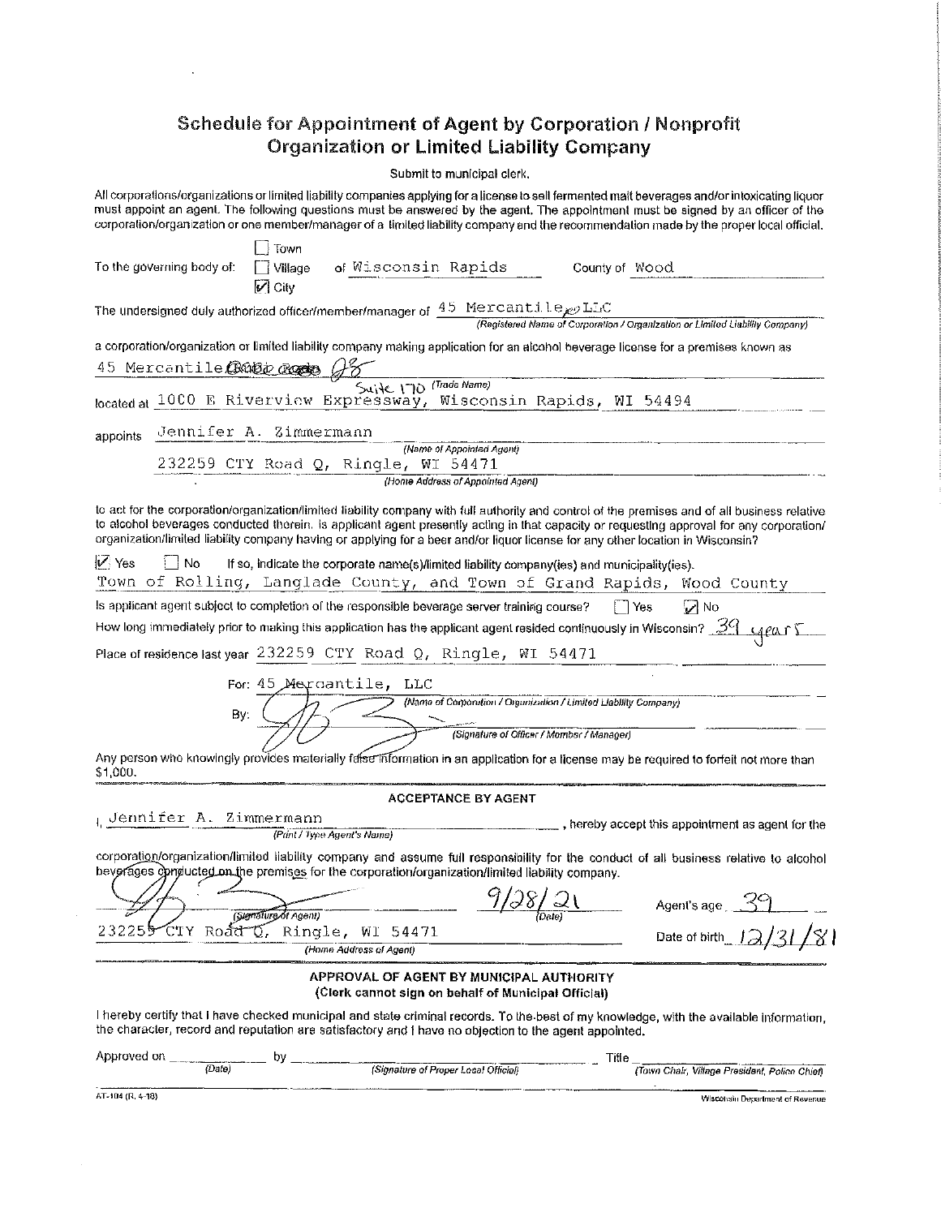# Schedule for Appointment of Agent by Corporation / Nonprofit Organization or Limited Liability Company

Submit to municipal clerk.

All corporations/organizations or limited liability companies applying for a license to sell fermented malt beverages and/or intoxicating liquor must appoint an agent. The following questions must be answered by the agent. The appointment must be signed by an officer of the corporation/organization or one member/manager of a limited liability company and the recommendation made by the proper local official.

To the governing body of: ☐ Town ☐ Village ☑ City of Wisconsin Rapids County of Wood

The undersigned duly authorized officer/member/manager of 45 Mercantile, LLC
*(Registered Name of Corporation / Organization or Limited Liability Company)*

a corporation/organization or limited liability company making application for an alcohol beverage license for a premises known as

45 Mercantile 98
*(Trade Name)*

located at 1000 E Riverview Expressway, Suite 170, Wisconsin Rapids, WI 54494

appoints Jennifer A. Zimmermann
*(Name of Appointed Agent)*

232259 CTY Road Q, Ringle, WI 54471
*(Home Address of Appointed Agent)*

to act for the corporation/organization/limited liability company with full authority and control of the premises and of all business relative to alcohol beverages conducted therein. Is applicant agent presently acting in that capacity or requesting approval for any corporation/organization/limited liability company having or applying for a beer and/or liquor license for any other location in Wisconsin?

☑ Yes ☐ No If so, indicate the corporate name(s)/limited liability company(ies) and municipality(ies).

Town of Rolling, Langlade County, and Town of Grand Rapids, Wood County

Is applicant agent subject to completion of the responsible beverage server training course? ☐ Yes ☑ No

How long immediately prior to making this application has the applicant agent resided continuously in Wisconsin? 39 years

Place of residence last year 232259 CTY Road Q, Ringle, WI 54471

For: 45 Mercantile, LLC
*(Name of Corporation / Organization / Limited Liability Company)*

By: [signature]
*(Signature of Officer / Member / Manager)*

Any person who knowingly provides materially false information in an application for a license may be required to forfeit not more than $1,000.

## ACCEPTANCE BY AGENT

I, Jennifer A. Zimmermann *(Print / Type Agent's Name)*, hereby accept this appointment as agent for the corporation/organization/limited liability company and assume full responsibility for the conduct of all business relative to alcohol beverages conducted on the premises for the corporation/organization/limited liability company.

[signature] *(Signature of Agent)* 9/28/21 *(Date)* Agent's age 39

232259 CTY Road Q, Ringle, WI 54471 *(Home Address of Agent)* Date of birth 12/31/81

## APPROVAL OF AGENT BY MUNICIPAL AUTHORITY
**(Clerk cannot sign on behalf of Municipal Official)**

I hereby certify that I have checked municipal and state criminal records. To the best of my knowledge, with the available information, the character, record and reputation are satisfactory and I have no objection to the agent appointed.

Approved on ________ *(Date)* by ________ *(Signature of Proper Local Official)* Title ________ *(Town Chair, Village President, Police Chief)*

AT-104 (R. 4-18) Wisconsin Department of Revenue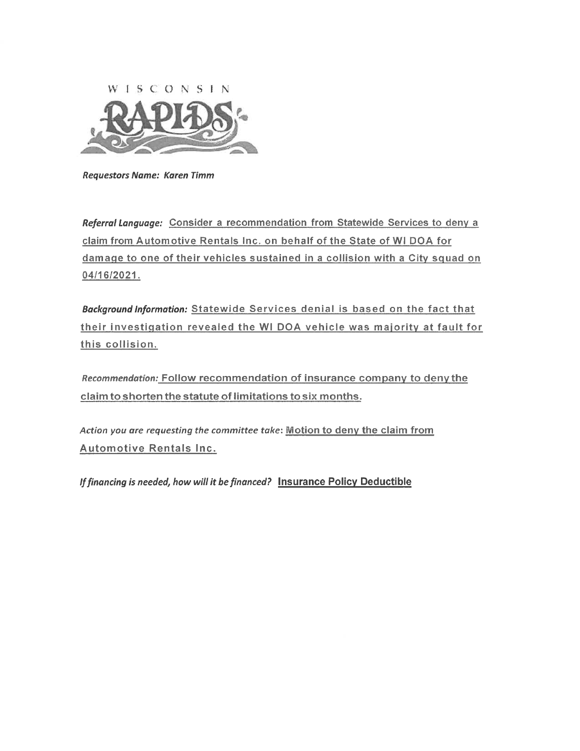WISCONSIN RAPIDS

***Requestors Name: Karen Timm***

***Referral Language:*** Consider a recommendation from Statewide Services to deny a claim from Automotive Rentals Inc. on behalf of the State of WI DOA for damage to one of their vehicles sustained in a collision with a City squad on 04/16/2021.

***Background Information:*** Statewide Services denial is based on the fact that their investigation revealed the WI DOA vehicle was majority at fault for this collision.

*Recommendation:* Follow recommendation of insurance company to deny the claim to shorten the statute of limitations to six months.

*Action you are requesting the committee take*: Motion to deny the claim from Automotive Rentals Inc.

***If financing is needed, how will it be financed?*** **Insurance Policy Deductible**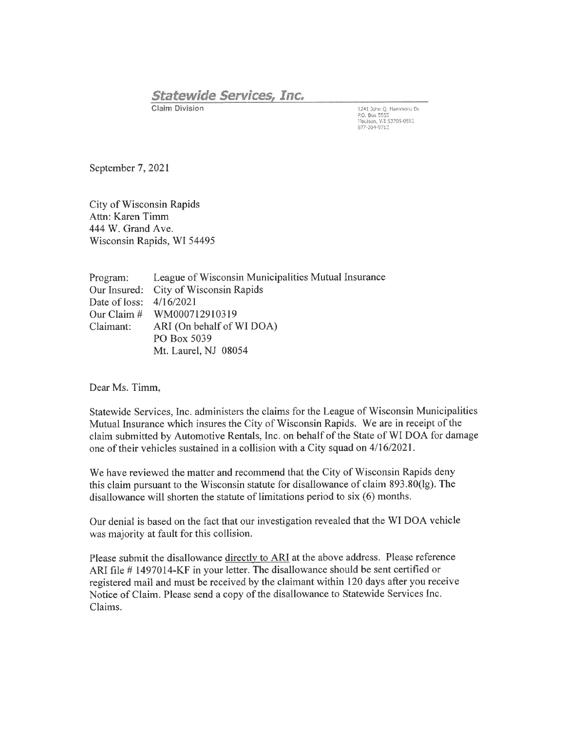# *Statewide Services, Inc.*

**Claim Division**

1241 John Q. Hammons Dr.
P.O. Box 5555
Madison, WI 53705-0555
877-204-9712

September 7, 2021

City of Wisconsin Rapids
Attn: Karen Timm
444 W. Grand Ave.
Wisconsin Rapids, WI 54495

Program: League of Wisconsin Municipalities Mutual Insurance
Our Insured: City of Wisconsin Rapids
Date of loss: 4/16/2021
Our Claim # WM000712910319
Claimant: ARI (On behalf of WI DOA)
PO Box 5039
Mt. Laurel, NJ 08054

Dear Ms. Timm,

Statewide Services, Inc. administers the claims for the League of Wisconsin Municipalities Mutual Insurance which insures the City of Wisconsin Rapids. We are in receipt of the claim submitted by Automotive Rentals, Inc. on behalf of the State of WI DOA for damage one of their vehicles sustained in a collision with a City squad on 4/16/2021.

We have reviewed the matter and recommend that the City of Wisconsin Rapids deny this claim pursuant to the Wisconsin statute for disallowance of claim 893.80(lg). The disallowance will shorten the statute of limitations period to six (6) months.

Our denial is based on the fact that our investigation revealed that the WI DOA vehicle was majority at fault for this collision.

Please submit the disallowance directly to ARI at the above address. Please reference ARI file # 1497014-KF in your letter. The disallowance should be sent certified or registered mail and must be received by the claimant within 120 days after you receive Notice of Claim. Please send a copy of the disallowance to Statewide Services Inc. Claims.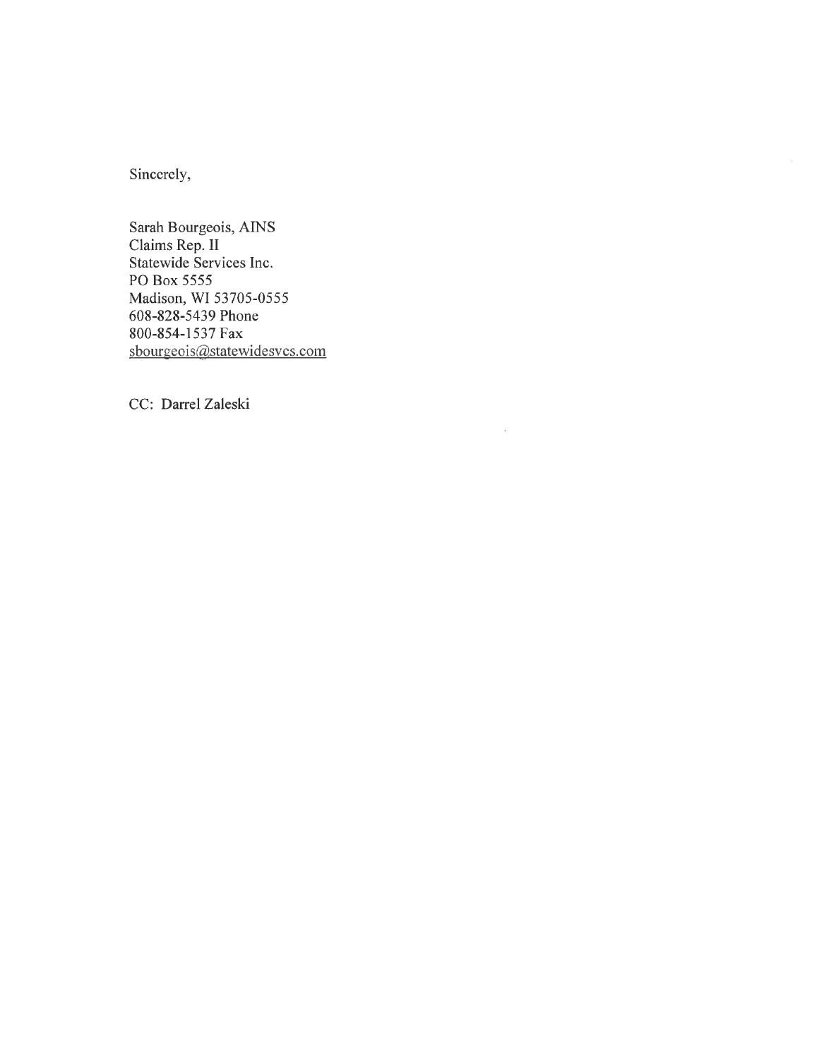Sincerely,

Sarah Bourgeois, AINS  
Claims Rep. II  
Statewide Services Inc.  
PO Box 5555  
Madison, WI 53705-0555  
608-828-5439 Phone  
800-854-1537 Fax  
sbourgeois@statewidesvcs.com

CC: Darrel Zaleski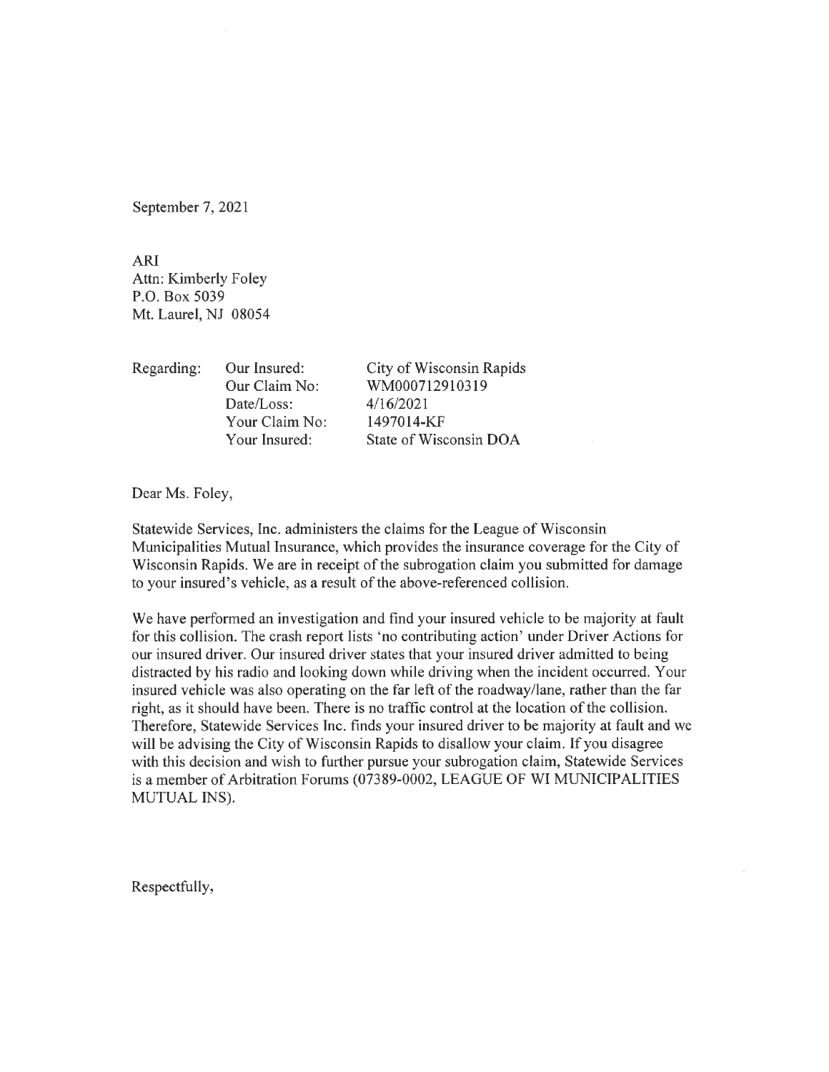September 7, 2021

ARI
Attn: Kimberly Foley
P.O. Box 5039
Mt. Laurel, NJ 08054

| Regarding: | Our Insured: | City of Wisconsin Rapids |
|---|---|---|
| | Our Claim No: | WM000712910319 |
| | Date/Loss: | 4/16/2021 |
| | Your Claim No: | 1497014-KF |
| | Your Insured: | State of Wisconsin DOA |

Dear Ms. Foley,

Statewide Services, Inc. administers the claims for the League of Wisconsin Municipalities Mutual Insurance, which provides the insurance coverage for the City of Wisconsin Rapids. We are in receipt of the subrogation claim you submitted for damage to your insured's vehicle, as a result of the above-referenced collision.

We have performed an investigation and find your insured vehicle to be majority at fault for this collision. The crash report lists 'no contributing action' under Driver Actions for our insured driver. Our insured driver states that your insured driver admitted to being distracted by his radio and looking down while driving when the incident occurred. Your insured vehicle was also operating on the far left of the roadway/lane, rather than the far right, as it should have been. There is no traffic control at the location of the collision. Therefore, Statewide Services Inc. finds your insured driver to be majority at fault and we will be advising the City of Wisconsin Rapids to disallow your claim. If you disagree with this decision and wish to further pursue your subrogation claim, Statewide Services is a member of Arbitration Forums (07389-0002, LEAGUE OF WI MUNICIPALITIES MUTUAL INS).

Respectfully,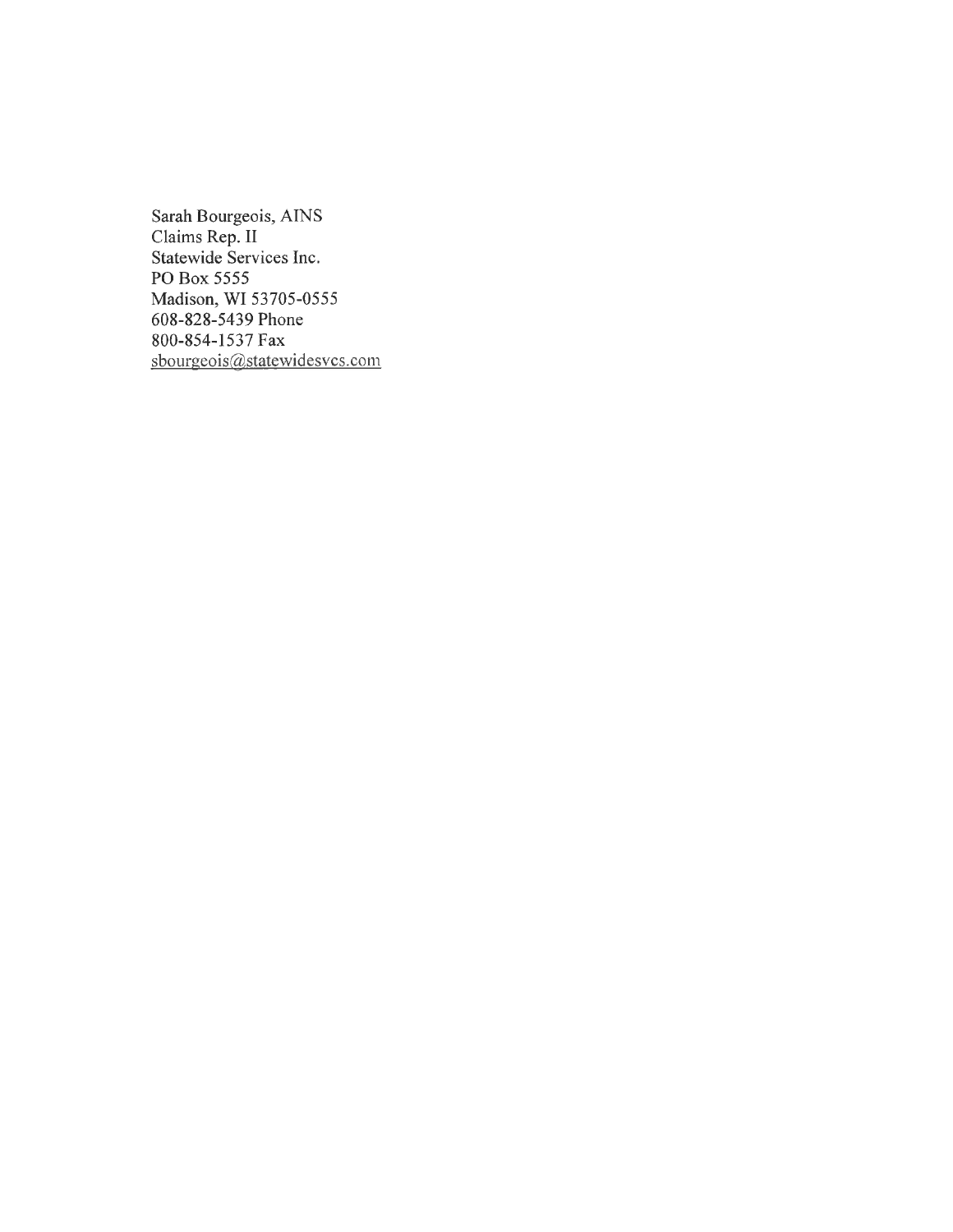Sarah Bourgeois, AINS
Claims Rep. II
Statewide Services Inc.
PO Box 5555
Madison, WI 53705-0555
608-828-5439 Phone
800-854-1537 Fax
sbourgeois@statewidesvcs.com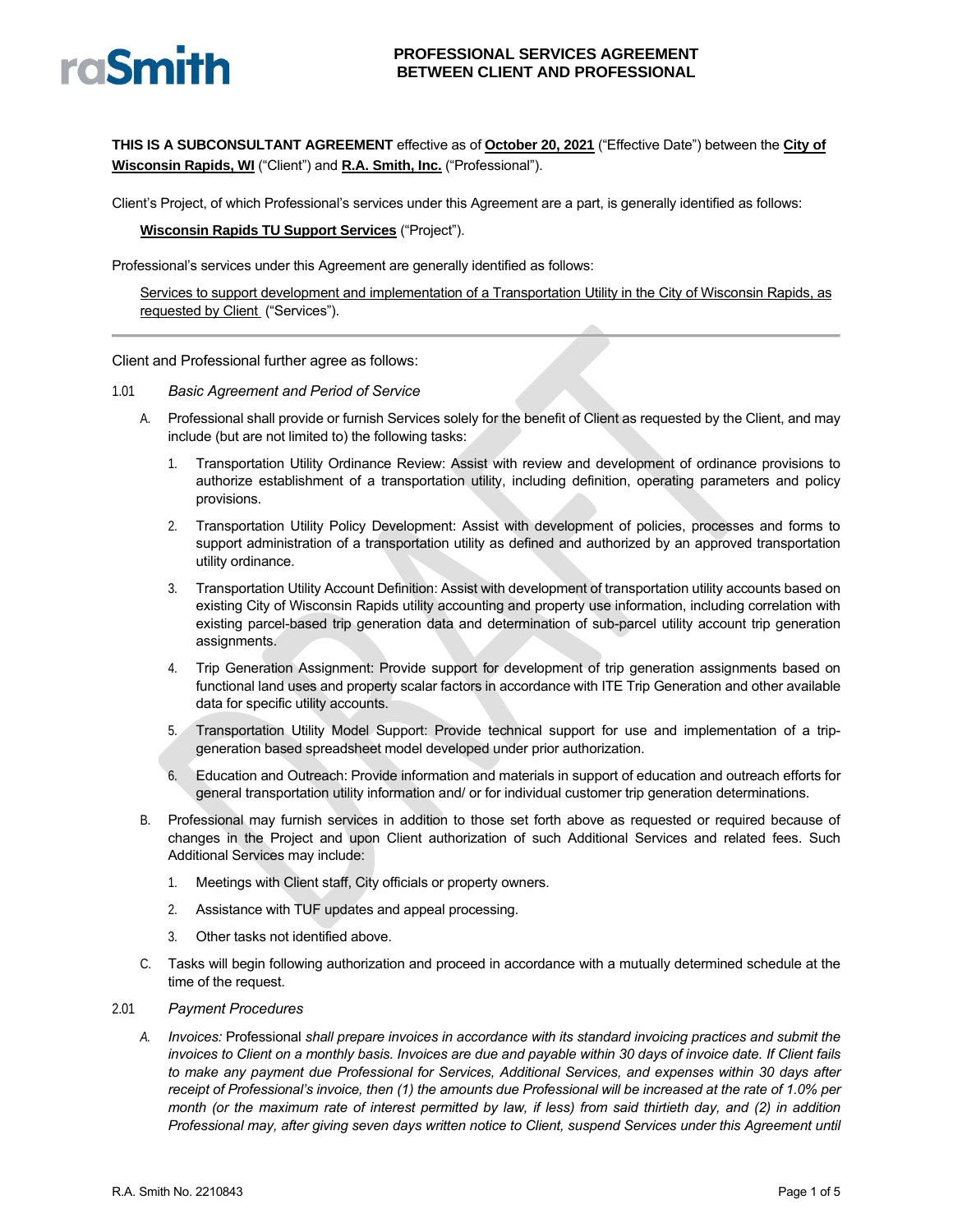**PROFESSIONAL SERVICES AGREEMENT BETWEEN CLIENT AND PROFESSIONAL**

**THIS IS A SUBCONSULTANT AGREEMENT** effective as of **October 20, 2021** ("Effective Date") between the **City of Wisconsin Rapids, WI** ("Client") and **R.A. Smith, Inc.** ("Professional").

Client's Project, of which Professional's services under this Agreement are a part, is generally identified as follows:

**Wisconsin Rapids TU Support Services** ("Project").

Professional's services under this Agreement are generally identified as follows:

Services to support development and implementation of a Transportation Utility in the City of Wisconsin Rapids, as requested by Client ("Services").

---

Client and Professional further agree as follows:

1.01 *Basic Agreement and Period of Service*

A. Professional shall provide or furnish Services solely for the benefit of Client as requested by the Client, and may include (but are not limited to) the following tasks:

1. Transportation Utility Ordinance Review: Assist with review and development of ordinance provisions to authorize establishment of a transportation utility, including definition, operating parameters and policy provisions.

2. Transportation Utility Policy Development: Assist with development of policies, processes and forms to support administration of a transportation utility as defined and authorized by an approved transportation utility ordinance.

3. Transportation Utility Account Definition: Assist with development of transportation utility accounts based on existing City of Wisconsin Rapids utility accounting and property use information, including correlation with existing parcel-based trip generation data and determination of sub-parcel utility account trip generation assignments.

4. Trip Generation Assignment: Provide support for development of trip generation assignments based on functional land uses and property scalar factors in accordance with ITE Trip Generation and other available data for specific utility accounts.

5. Transportation Utility Model Support: Provide technical support for use and implementation of a trip-generation based spreadsheet model developed under prior authorization.

6. Education and Outreach: Provide information and materials in support of education and outreach efforts for general transportation utility information and/ or for individual customer trip generation determinations.

B. Professional may furnish services in addition to those set forth above as requested or required because of changes in the Project and upon Client authorization of such Additional Services and related fees. Such Additional Services may include:

1. Meetings with Client staff, City officials or property owners.

2. Assistance with TUF updates and appeal processing.

3. Other tasks not identified above.

C. Tasks will begin following authorization and proceed in accordance with a mutually determined schedule at the time of the request.

2.01 *Payment Procedures*

A. *Invoices:* Professional *shall prepare invoices in accordance with its standard invoicing practices and submit the invoices to Client on a monthly basis. Invoices are due and payable within 30 days of invoice date. If Client fails to make any payment due Professional for Services, Additional Services, and expenses within 30 days after receipt of Professional's invoice, then (1) the amounts due Professional will be increased at the rate of 1.0% per month (or the maximum rate of interest permitted by law, if less) from said thirtieth day, and (2) in addition Professional may, after giving seven days written notice to Client, suspend Services under this Agreement until*

R.A. Smith No. 2210843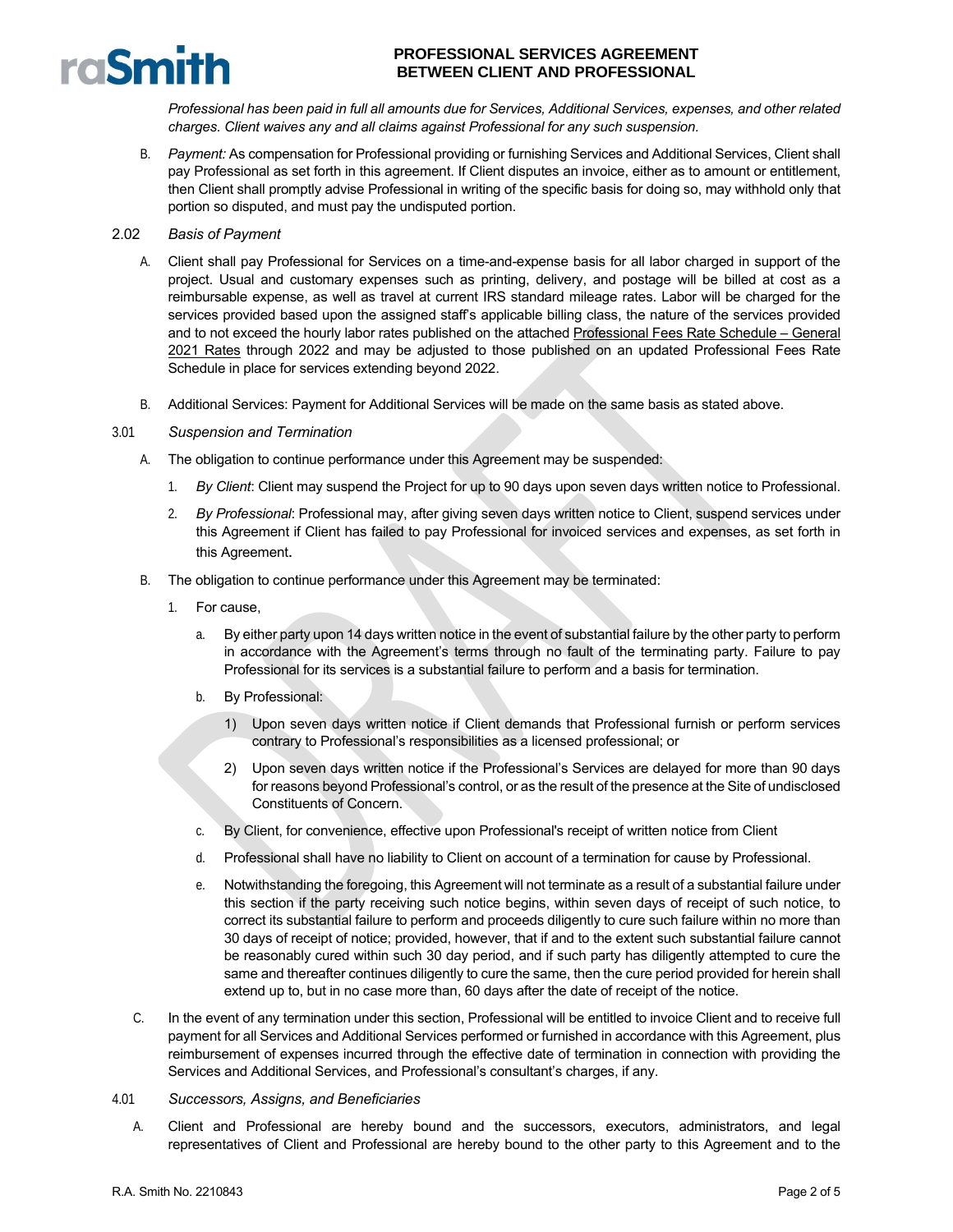*Professional has been paid in full all amounts due for Services, Additional Services, expenses, and other related charges. Client waives any and all claims against Professional for any such suspension.*

B. *Payment:* As compensation for Professional providing or furnishing Services and Additional Services, Client shall pay Professional as set forth in this agreement. If Client disputes an invoice, either as to amount or entitlement, then Client shall promptly advise Professional in writing of the specific basis for doing so, may withhold only that portion so disputed, and must pay the undisputed portion.

2.02 *Basis of Payment*

A. Client shall pay Professional for Services on a time-and-expense basis for all labor charged in support of the project. Usual and customary expenses such as printing, delivery, and postage will be billed at cost as a reimbursable expense, as well as travel at current IRS standard mileage rates. Labor will be charged for the services provided based upon the assigned staff's applicable billing class, the nature of the services provided and to not exceed the hourly labor rates published on the attached Professional Fees Rate Schedule – General 2021 Rates through 2022 and may be adjusted to those published on an updated Professional Fees Rate Schedule in place for services extending beyond 2022.

B. Additional Services: Payment for Additional Services will be made on the same basis as stated above.

3.01 *Suspension and Termination*

A. The obligation to continue performance under this Agreement may be suspended:

1. *By Client*: Client may suspend the Project for up to 90 days upon seven days written notice to Professional.
2. *By Professional*: Professional may, after giving seven days written notice to Client, suspend services under this Agreement if Client has failed to pay Professional for invoiced services and expenses, as set forth in this Agreement.

B. The obligation to continue performance under this Agreement may be terminated:

1. For cause,
   a. By either party upon 14 days written notice in the event of substantial failure by the other party to perform in accordance with the Agreement's terms through no fault of the terminating party. Failure to pay Professional for its services is a substantial failure to perform and a basis for termination.
   b. By Professional:
      1) Upon seven days written notice if Client demands that Professional furnish or perform services contrary to Professional's responsibilities as a licensed professional; or
      2) Upon seven days written notice if the Professional's Services are delayed for more than 90 days for reasons beyond Professional's control, or as the result of the presence at the Site of undisclosed Constituents of Concern.
   c. By Client, for convenience, effective upon Professional's receipt of written notice from Client
   d. Professional shall have no liability to Client on account of a termination for cause by Professional.
   e. Notwithstanding the foregoing, this Agreement will not terminate as a result of a substantial failure under this section if the party receiving such notice begins, within seven days of receipt of such notice, to correct its substantial failure to perform and proceeds diligently to cure such failure within no more than 30 days of receipt of notice; provided, however, that if and to the extent such substantial failure cannot be reasonably cured within such 30 day period, and if such party has diligently attempted to cure the same and thereafter continues diligently to cure the same, then the cure period provided for herein shall extend up to, but in no case more than, 60 days after the date of receipt of the notice.

C. In the event of any termination under this section, Professional will be entitled to invoice Client and to receive full payment for all Services and Additional Services performed or furnished in accordance with this Agreement, plus reimbursement of expenses incurred through the effective date of termination in connection with providing the Services and Additional Services, and Professional's consultant's charges, if any.

4.01 *Successors, Assigns, and Beneficiaries*

A. Client and Professional are hereby bound and the successors, executors, administrators, and legal representatives of Client and Professional are hereby bound to the other party to this Agreement and to the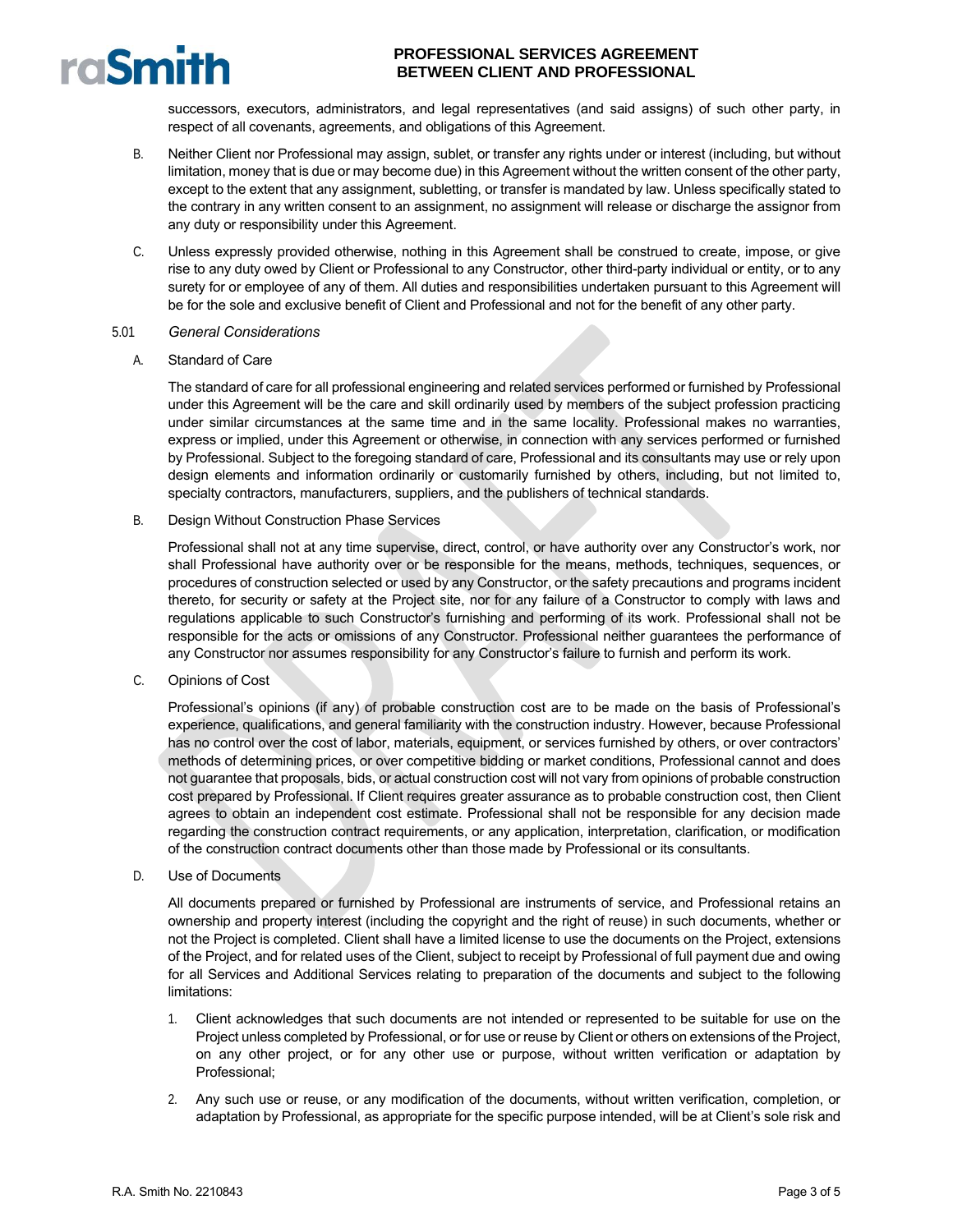successors, executors, administrators, and legal representatives (and said assigns) of such other party, in respect of all covenants, agreements, and obligations of this Agreement.

B. Neither Client nor Professional may assign, sublet, or transfer any rights under or interest (including, but without limitation, money that is due or may become due) in this Agreement without the written consent of the other party, except to the extent that any assignment, subletting, or transfer is mandated by law. Unless specifically stated to the contrary in any written consent to an assignment, no assignment will release or discharge the assignor from any duty or responsibility under this Agreement.

C. Unless expressly provided otherwise, nothing in this Agreement shall be construed to create, impose, or give rise to any duty owed by Client or Professional to any Constructor, other third-party individual or entity, or to any surety for or employee of any of them. All duties and responsibilities undertaken pursuant to this Agreement will be for the sole and exclusive benefit of Client and Professional and not for the benefit of any other party.

5.01 *General Considerations*

A. Standard of Care

The standard of care for all professional engineering and related services performed or furnished by Professional under this Agreement will be the care and skill ordinarily used by members of the subject profession practicing under similar circumstances at the same time and in the same locality. Professional makes no warranties, express or implied, under this Agreement or otherwise, in connection with any services performed or furnished by Professional. Subject to the foregoing standard of care, Professional and its consultants may use or rely upon design elements and information ordinarily or customarily furnished by others, including, but not limited to, specialty contractors, manufacturers, suppliers, and the publishers of technical standards.

B. Design Without Construction Phase Services

Professional shall not at any time supervise, direct, control, or have authority over any Constructor's work, nor shall Professional have authority over or be responsible for the means, methods, techniques, sequences, or procedures of construction selected or used by any Constructor, or the safety precautions and programs incident thereto, for security or safety at the Project site, nor for any failure of a Constructor to comply with laws and regulations applicable to such Constructor's furnishing and performing of its work. Professional shall not be responsible for the acts or omissions of any Constructor. Professional neither guarantees the performance of any Constructor nor assumes responsibility for any Constructor's failure to furnish and perform its work.

C. Opinions of Cost

Professional's opinions (if any) of probable construction cost are to be made on the basis of Professional's experience, qualifications, and general familiarity with the construction industry. However, because Professional has no control over the cost of labor, materials, equipment, or services furnished by others, or over contractors' methods of determining prices, or over competitive bidding or market conditions, Professional cannot and does not guarantee that proposals, bids, or actual construction cost will not vary from opinions of probable construction cost prepared by Professional. If Client requires greater assurance as to probable construction cost, then Client agrees to obtain an independent cost estimate. Professional shall not be responsible for any decision made regarding the construction contract requirements, or any application, interpretation, clarification, or modification of the construction contract documents other than those made by Professional or its consultants.

D. Use of Documents

All documents prepared or furnished by Professional are instruments of service, and Professional retains an ownership and property interest (including the copyright and the right of reuse) in such documents, whether or not the Project is completed. Client shall have a limited license to use the documents on the Project, extensions of the Project, and for related uses of the Client, subject to receipt by Professional of full payment due and owing for all Services and Additional Services relating to preparation of the documents and subject to the following limitations:

1. Client acknowledges that such documents are not intended or represented to be suitable for use on the Project unless completed by Professional, or for use or reuse by Client or others on extensions of the Project, on any other project, or for any other use or purpose, without written verification or adaptation by Professional;

2. Any such use or reuse, or any modification of the documents, without written verification, completion, or adaptation by Professional, as appropriate for the specific purpose intended, will be at Client's sole risk and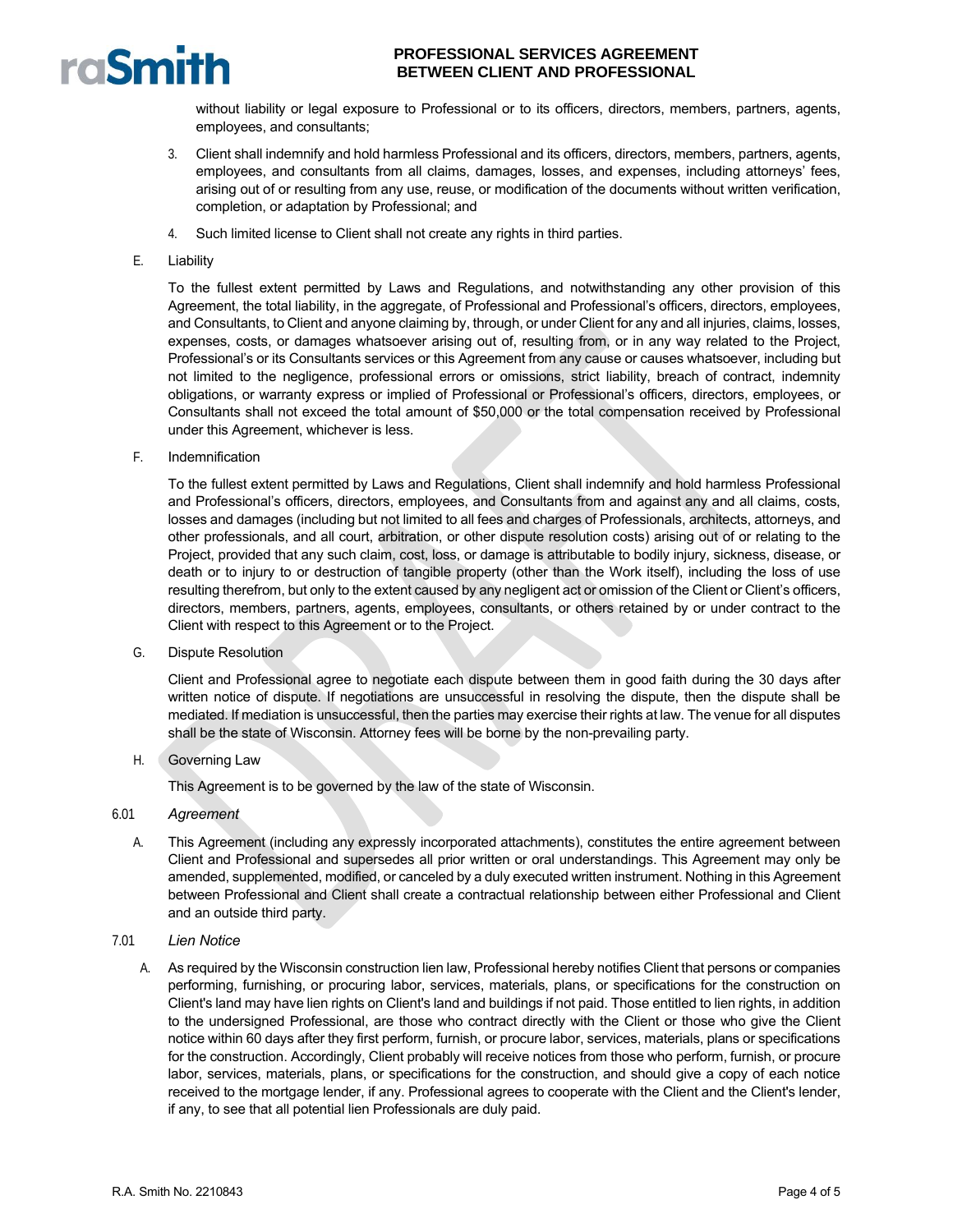without liability or legal exposure to Professional or to its officers, directors, members, partners, agents, employees, and consultants;

3. Client shall indemnify and hold harmless Professional and its officers, directors, members, partners, agents, employees, and consultants from all claims, damages, losses, and expenses, including attorneys' fees, arising out of or resulting from any use, reuse, or modification of the documents without written verification, completion, or adaptation by Professional; and

4. Such limited license to Client shall not create any rights in third parties.

E. Liability

To the fullest extent permitted by Laws and Regulations, and notwithstanding any other provision of this Agreement, the total liability, in the aggregate, of Professional and Professional's officers, directors, employees, and Consultants, to Client and anyone claiming by, through, or under Client for any and all injuries, claims, losses, expenses, costs, or damages whatsoever arising out of, resulting from, or in any way related to the Project, Professional's or its Consultants services or this Agreement from any cause or causes whatsoever, including but not limited to the negligence, professional errors or omissions, strict liability, breach of contract, indemnity obligations, or warranty express or implied of Professional or Professional's officers, directors, employees, or Consultants shall not exceed the total amount of $50,000 or the total compensation received by Professional under this Agreement, whichever is less.

F. Indemnification

To the fullest extent permitted by Laws and Regulations, Client shall indemnify and hold harmless Professional and Professional's officers, directors, employees, and Consultants from and against any and all claims, costs, losses and damages (including but not limited to all fees and charges of Professionals, architects, attorneys, and other professionals, and all court, arbitration, or other dispute resolution costs) arising out of or relating to the Project, provided that any such claim, cost, loss, or damage is attributable to bodily injury, sickness, disease, or death or to injury to or destruction of tangible property (other than the Work itself), including the loss of use resulting therefrom, but only to the extent caused by any negligent act or omission of the Client or Client's officers, directors, members, partners, agents, employees, consultants, or others retained by or under contract to the Client with respect to this Agreement or to the Project.

G. Dispute Resolution

Client and Professional agree to negotiate each dispute between them in good faith during the 30 days after written notice of dispute. If negotiations are unsuccessful in resolving the dispute, then the dispute shall be mediated. If mediation is unsuccessful, then the parties may exercise their rights at law. The venue for all disputes shall be the state of Wisconsin. Attorney fees will be borne by the non-prevailing party.

H. Governing Law

This Agreement is to be governed by the law of the state of Wisconsin.

6.01 *Agreement*

A. This Agreement (including any expressly incorporated attachments), constitutes the entire agreement between Client and Professional and supersedes all prior written or oral understandings. This Agreement may only be amended, supplemented, modified, or canceled by a duly executed written instrument. Nothing in this Agreement between Professional and Client shall create a contractual relationship between either Professional and Client and an outside third party.

7.01 *Lien Notice*

A. As required by the Wisconsin construction lien law, Professional hereby notifies Client that persons or companies performing, furnishing, or procuring labor, services, materials, plans, or specifications for the construction on Client's land may have lien rights on Client's land and buildings if not paid. Those entitled to lien rights, in addition to the undersigned Professional, are those who contract directly with the Client or those who give the Client notice within 60 days after they first perform, furnish, or procure labor, services, materials, plans or specifications for the construction. Accordingly, Client probably will receive notices from those who perform, furnish, or procure labor, services, materials, plans, or specifications for the construction, and should give a copy of each notice received to the mortgage lender, if any. Professional agrees to cooperate with the Client and the Client's lender, if any, to see that all potential lien Professionals are duly paid.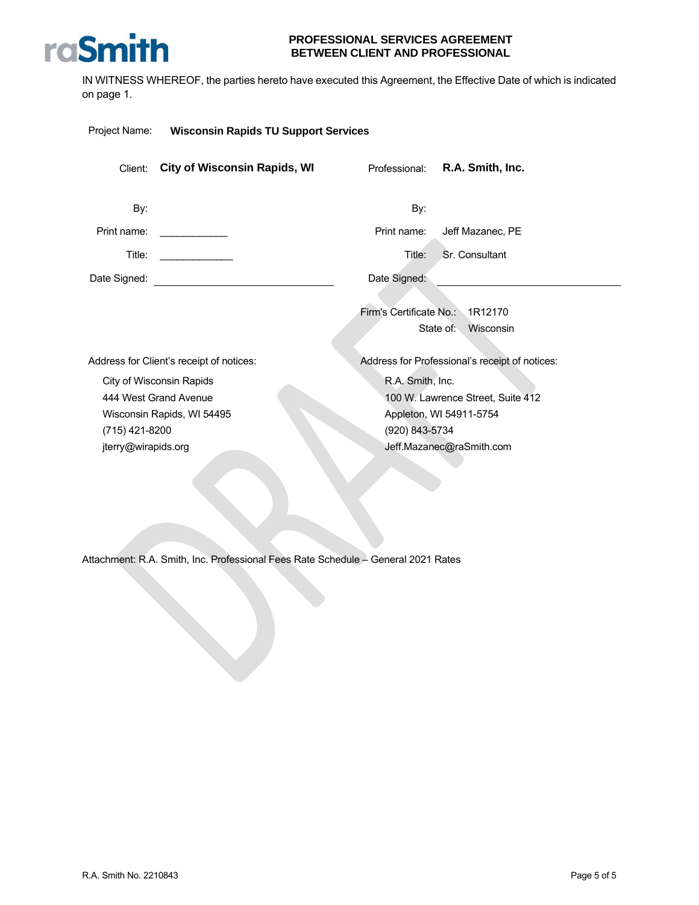IN WITNESS WHEREOF, the parties hereto have executed this Agreement, the Effective Date of which is indicated on page 1.

Project Name: **Wisconsin Rapids TU Support Services**

| Client: | **City of Wisconsin Rapids, WI** | Professional: | **R.A. Smith, Inc.** |
|---|---|---|---|
| By: | | By: | |
| Print name: | ____________ | Print name: | Jeff Mazanec, PE |
| Title: | _____________ | Title: | Sr. Consultant |
| Date Signed: | ______________________________ | Date Signed: | ______________________________ |

Firm's Certificate No.: 1R12170
State of: Wisconsin

Address for Client's receipt of notices:

City of Wisconsin Rapids
444 West Grand Avenue
Wisconsin Rapids, WI 54495
(715) 421-8200
jterry@wirapids.org

Address for Professional's receipt of notices:

R.A. Smith, Inc.
100 W. Lawrence Street, Suite 412
Appleton, WI 54911-5754
(920) 843-5734
Jeff.Mazanec@raSmith.com

Attachment: R.A. Smith, Inc. Professional Fees Rate Schedule – General 2021 Rates

R.A. Smith No. 2210843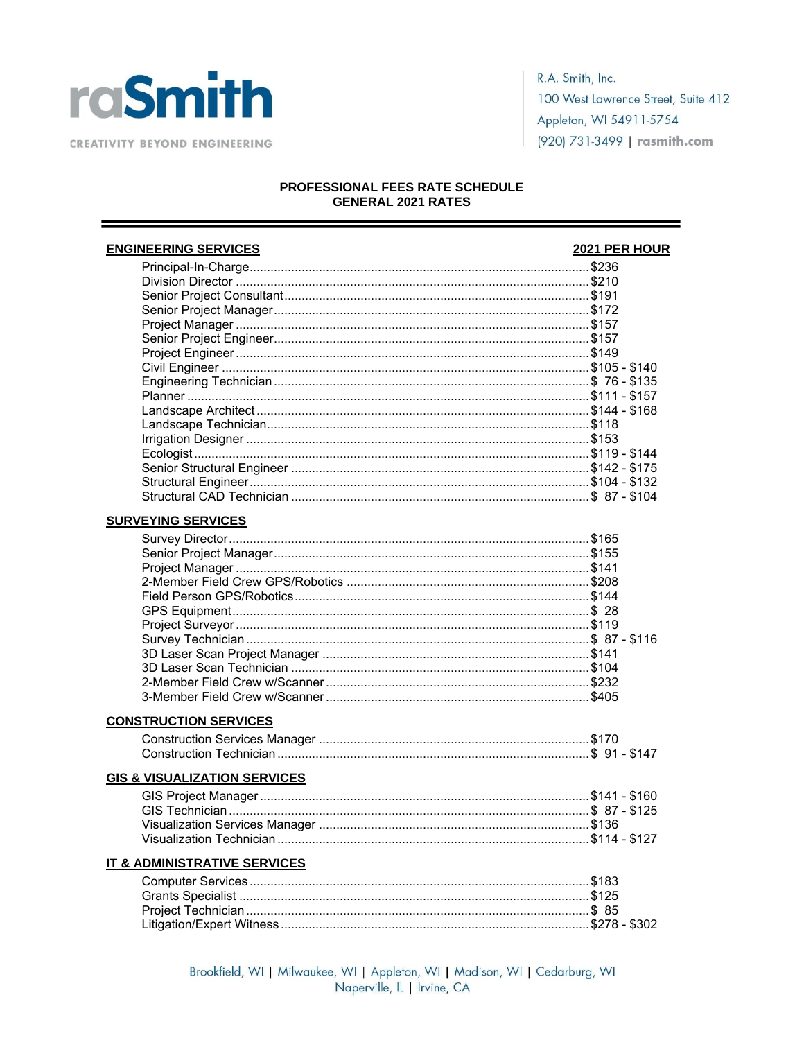raSmith

CREATIVITY BEYOND ENGINEERING

R.A. Smith, Inc.
100 West Lawrence Street, Suite 412
Appleton, WI 54911-5754
(920) 731-3499 | rasmith.com

# PROFESSIONAL FEES RATE SCHEDULE
## GENERAL 2021 RATES

| ENGINEERING SERVICES | 2021 PER HOUR |
|---|---|
| Principal-In-Charge | $236 |
| Division Director | $210 |
| Senior Project Consultant | $191 |
| Senior Project Manager | $172 |
| Project Manager | $157 |
| Senior Project Engineer | $157 |
| Project Engineer | $149 |
| Civil Engineer | $105 - $140 |
| Engineering Technician | $ 76 - $135 |
| Planner | $111 - $157 |
| Landscape Architect | $144 - $168 |
| Landscape Technician | $118 |
| Irrigation Designer | $153 |
| Ecologist | $119 - $144 |
| Senior Structural Engineer | $142 - $175 |
| Structural Engineer | $104 - $132 |
| Structural CAD Technician | $ 87 - $104 |

| SURVEYING SERVICES | |
|---|---|
| Survey Director | $165 |
| Senior Project Manager | $155 |
| Project Manager | $141 |
| 2-Member Field Crew GPS/Robotics | $208 |
| Field Person GPS/Robotics | $144 |
| GPS Equipment | $ 28 |
| Project Surveyor | $119 |
| Survey Technician | $ 87 - $116 |
| 3D Laser Scan Project Manager | $141 |
| 3D Laser Scan Technician | $104 |
| 2-Member Field Crew w/Scanner | $232 |
| 3-Member Field Crew w/Scanner | $405 |

| CONSTRUCTION SERVICES | |
|---|---|
| Construction Services Manager | $170 |
| Construction Technician | $ 91 - $147 |

| GIS & VISUALIZATION SERVICES | |
|---|---|
| GIS Project Manager | $141 - $160 |
| GIS Technician | $ 87 - $125 |
| Visualization Services Manager | $136 |
| Visualization Technician | $114 - $127 |

| IT & ADMINISTRATIVE SERVICES | |
|---|---|
| Computer Services | $183 |
| Grants Specialist | $125 |
| Project Technician | $ 85 |
| Litigation/Expert Witness | $278 - $302 |

Brookfield, WI | Milwaukee, WI | Appleton, WI | Madison, WI | Cedarburg, WI
Naperville, IL | Irvine, CA